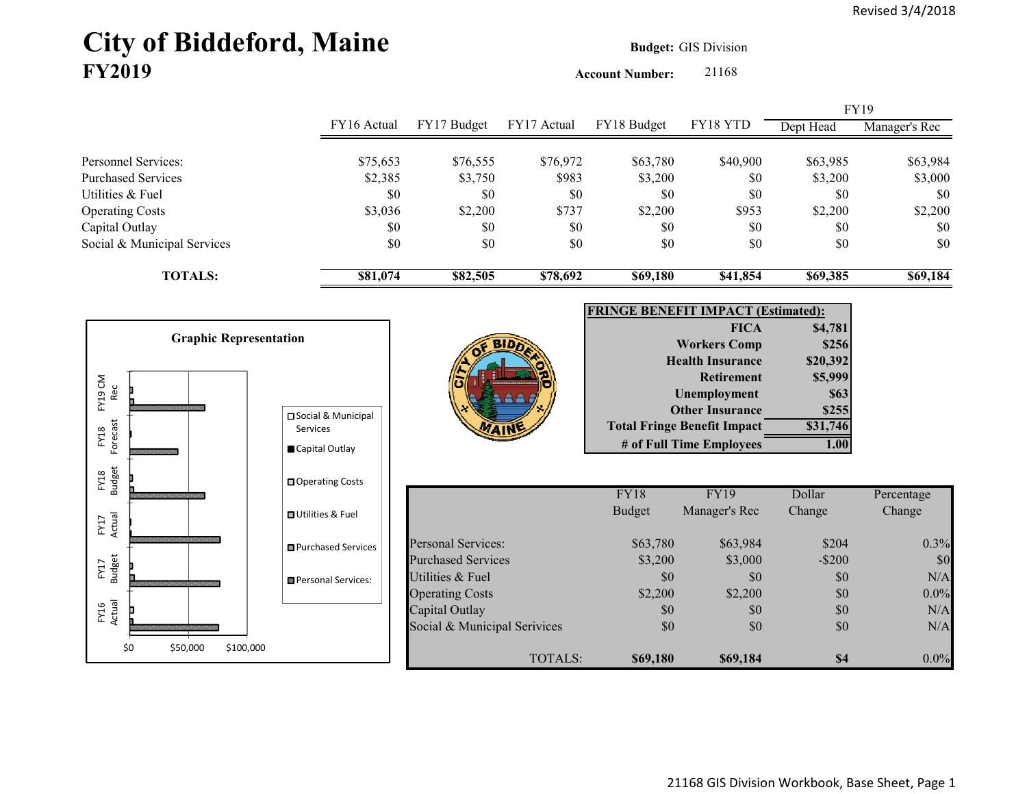Revised 3/4/2018

# City of Biddeford, Maine
## FY2019

**Budget:** GIS Division

**Account Number:** 21168

| | FY16 Actual | FY17 Budget | FY17 Actual | FY18 Budget | FY18 YTD | FY19 Dept Head | FY19 Manager's Rec |
|---|---|---|---|---|---|---|---|
| Personnel Services: | $75,653 | $76,555 | $76,972 | $63,780 | $40,900 | $63,985 | $63,984 |
| Purchased Services | $2,385 | $3,750 | $983 | $3,200 | $0 | $3,200 | $3,000 |
| Utilities & Fuel | $0 | $0 | $0 | $0 | $0 | $0 | $0 |
| Operating Costs | $3,036 | $2,200 | $737 | $2,200 | $953 | $2,200 | $2,200 |
| Capital Outlay | $0 | $0 | $0 | $0 | $0 | $0 | $0 |
| Social & Municipal Services | $0 | $0 | $0 | $0 | $0 | $0 | $0 |
| **TOTALS:** | **$81,074** | **$82,505** | **$78,692** | **$69,180** | **$41,854** | **$69,385** | **$69,184** |

**Graphic Representation**

| **FRINGE BENEFIT IMPACT (Estimated):** | |
|---|---|
| **FICA** | **$4,781** |
| **Workers Comp** | **$256** |
| **Health Insurance** | **$20,392** |
| **Retirement** | **$5,999** |
| **Unemployment** | **$63** |
| **Other Insurance** | **$255** |
| **Total Fringe Benefit Impact** | **$31,746** |
| **# of Full Time Employees** | **1.00** |

| | FY18 Budget | FY19 Manager's Rec | Dollar Change | Percentage Change |
|---|---|---|---|---|
| Personal Services: | $63,780 | $63,984 | $204 | 0.3% |
| Purchased Services | $3,200 | $3,000 | -$200 | $0 |
| Utilities & Fuel | $0 | $0 | $0 | N/A |
| Operating Costs | $2,200 | $2,200 | $0 | 0.0% |
| Capital Outlay | $0 | $0 | $0 | N/A |
| Social & Municipal Serivices | $0 | $0 | $0 | N/A |
| TOTALS: | **$69,180** | **$69,184** | **$4** | 0.0% |

21168 GIS Division Workbook, Base Sheet, Page 1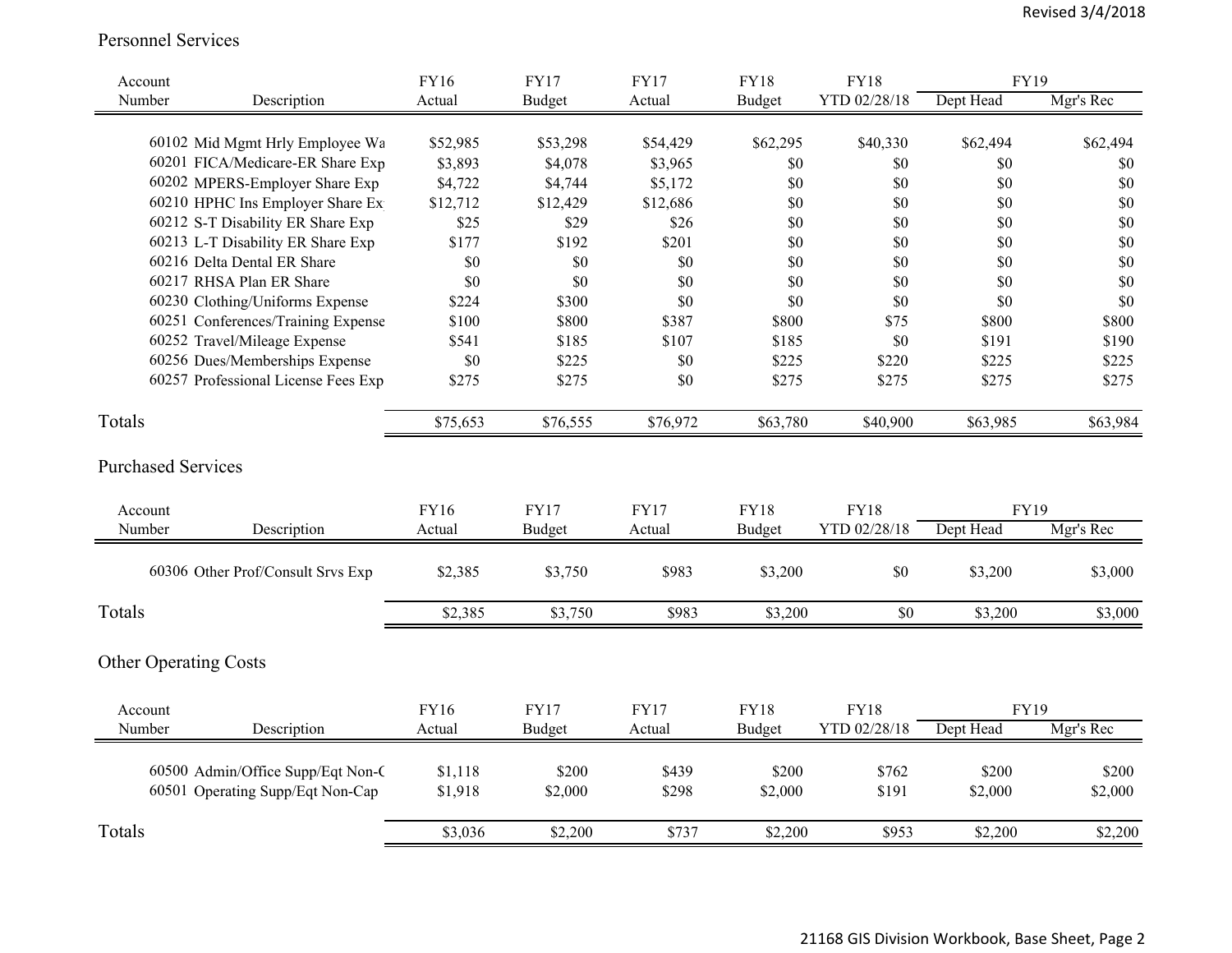## Personnel Services

| Account Number | Description | FY16 Actual | FY17 Budget | FY17 Actual | FY18 Budget | FY18 YTD 02/28/18 | FY19 Dept Head | FY19 Mgr's Rec |
|---|---|---|---|---|---|---|---|---|
| 60102 | Mid Mgmt Hrly Employee Wa | $52,985 | $53,298 | $54,429 | $62,295 | $40,330 | $62,494 | $62,494 |
| 60201 | FICA/Medicare-ER Share Exp | $3,893 | $4,078 | $3,965 | $0 | $0 | $0 | $0 |
| 60202 | MPERS-Employer Share Exp | $4,722 | $4,744 | $5,172 | $0 | $0 | $0 | $0 |
| 60210 | HPHC Ins Employer Share Ex | $12,712 | $12,429 | $12,686 | $0 | $0 | $0 | $0 |
| 60212 | S-T Disability ER Share Exp | $25 | $29 | $26 | $0 | $0 | $0 | $0 |
| 60213 | L-T Disability ER Share Exp | $177 | $192 | $201 | $0 | $0 | $0 | $0 |
| 60216 | Delta Dental ER Share | $0 | $0 | $0 | $0 | $0 | $0 | $0 |
| 60217 | RHSA Plan ER Share | $0 | $0 | $0 | $0 | $0 | $0 | $0 |
| 60230 | Clothing/Uniforms Expense | $224 | $300 | $0 | $0 | $0 | $0 | $0 |
| 60251 | Conferences/Training Expense | $100 | $800 | $387 | $800 | $75 | $800 | $800 |
| 60252 | Travel/Mileage Expense | $541 | $185 | $107 | $185 | $0 | $191 | $190 |
| 60256 | Dues/Memberships Expense | $0 | $225 | $0 | $225 | $220 | $225 | $225 |
| 60257 | Professional License Fees Exp | $275 | $275 | $0 | $275 | $275 | $275 | $275 |
| Totals | | $75,653 | $76,555 | $76,972 | $63,780 | $40,900 | $63,985 | $63,984 |

## Purchased Services

| Account Number | Description | FY16 Actual | FY17 Budget | FY17 Actual | FY18 Budget | FY18 YTD 02/28/18 | FY19 Dept Head | FY19 Mgr's Rec |
|---|---|---|---|---|---|---|---|---|
| 60306 | Other Prof/Consult Srvs Exp | $2,385 | $3,750 | $983 | $3,200 | $0 | $3,200 | $3,000 |
| Totals | | $2,385 | $3,750 | $983 | $3,200 | $0 | $3,200 | $3,000 |

## Other Operating Costs

| Account Number | Description | FY16 Actual | FY17 Budget | FY17 Actual | FY18 Budget | FY18 YTD 02/28/18 | FY19 Dept Head | FY19 Mgr's Rec |
|---|---|---|---|---|---|---|---|---|
| 60500 | Admin/Office Supp/Eqt Non-C | $1,118 | $200 | $439 | $200 | $762 | $200 | $200 |
| 60501 | Operating Supp/Eqt Non-Cap | $1,918 | $2,000 | $298 | $2,000 | $191 | $2,000 | $2,000 |
| Totals | | $3,036 | $2,200 | $737 | $2,200 | $953 | $2,200 | $2,200 |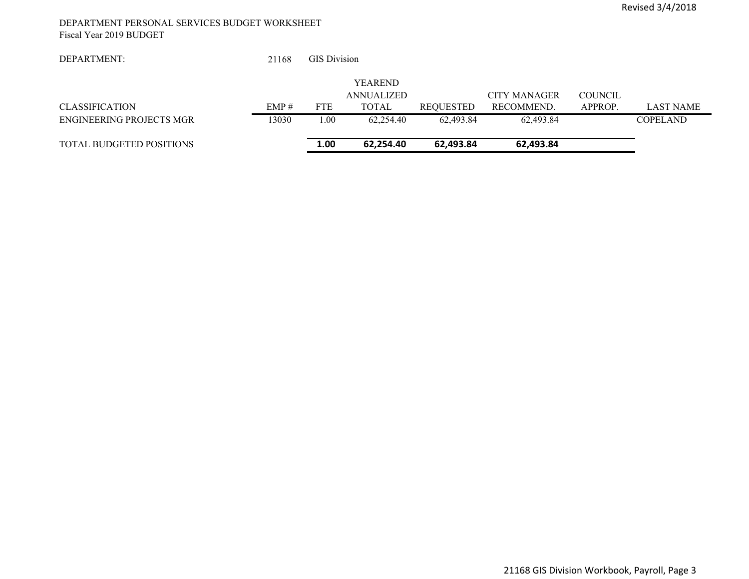Revised 3/4/2018

DEPARTMENT PERSONAL SERVICES BUDGET WORKSHEET
Fiscal Year 2019 BUDGET

DEPARTMENT: 21168 GIS Division

| CLASSIFICATION | EMP # | FTE | YEAREND ANNUALIZED TOTAL | REQUESTED | CITY MANAGER RECOMMEND. | COUNCIL APPROP. | LAST NAME |
|---|---|---|---|---|---|---|---|
| ENGINEERING PROJECTS MGR | 13030 | 1.00 | 62,254.40 | 62,493.84 | 62,493.84 | | COPELAND |
| TOTAL BUDGETED POSITIONS | | **1.00** | **62,254.40** | **62,493.84** | **62,493.84** | | |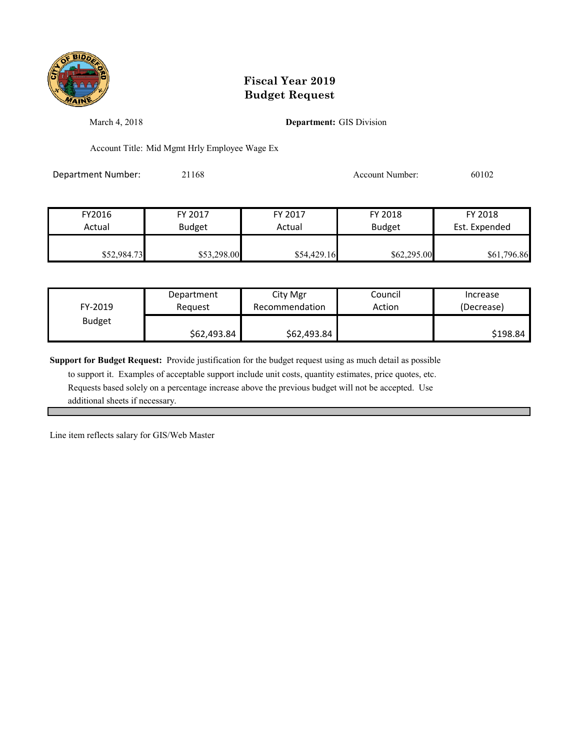# Fiscal Year 2019
# Budget Request

March 4, 2018

**Department:** GIS Division

Account Title: Mid Mgmt Hrly Employee Wage Ex

Department Number: 21168

Account Number: 60102

| FY2016 Actual | FY 2017 Budget | FY 2017 Actual | FY 2018 Budget | FY 2018 Est. Expended |
|---|---|---|---|---|
| $52,984.73 | $53,298.00 | $54,429.16 | $62,295.00 | $61,796.86 |

| FY-2019 Budget | Department Request | City Mgr Recommendation | Council Action | Increase (Decrease) |
|---|---|---|---|---|
| | $62,493.84 | $62,493.84 | | $198.84 |

**Support for Budget Request:** Provide justification for the budget request using as much detail as possible to support it. Examples of acceptable support include unit costs, quantity estimates, price quotes, etc. Requests based solely on a percentage increase above the previous budget will not be accepted. Use additional sheets if necessary.

Line item reflects salary for GIS/Web Master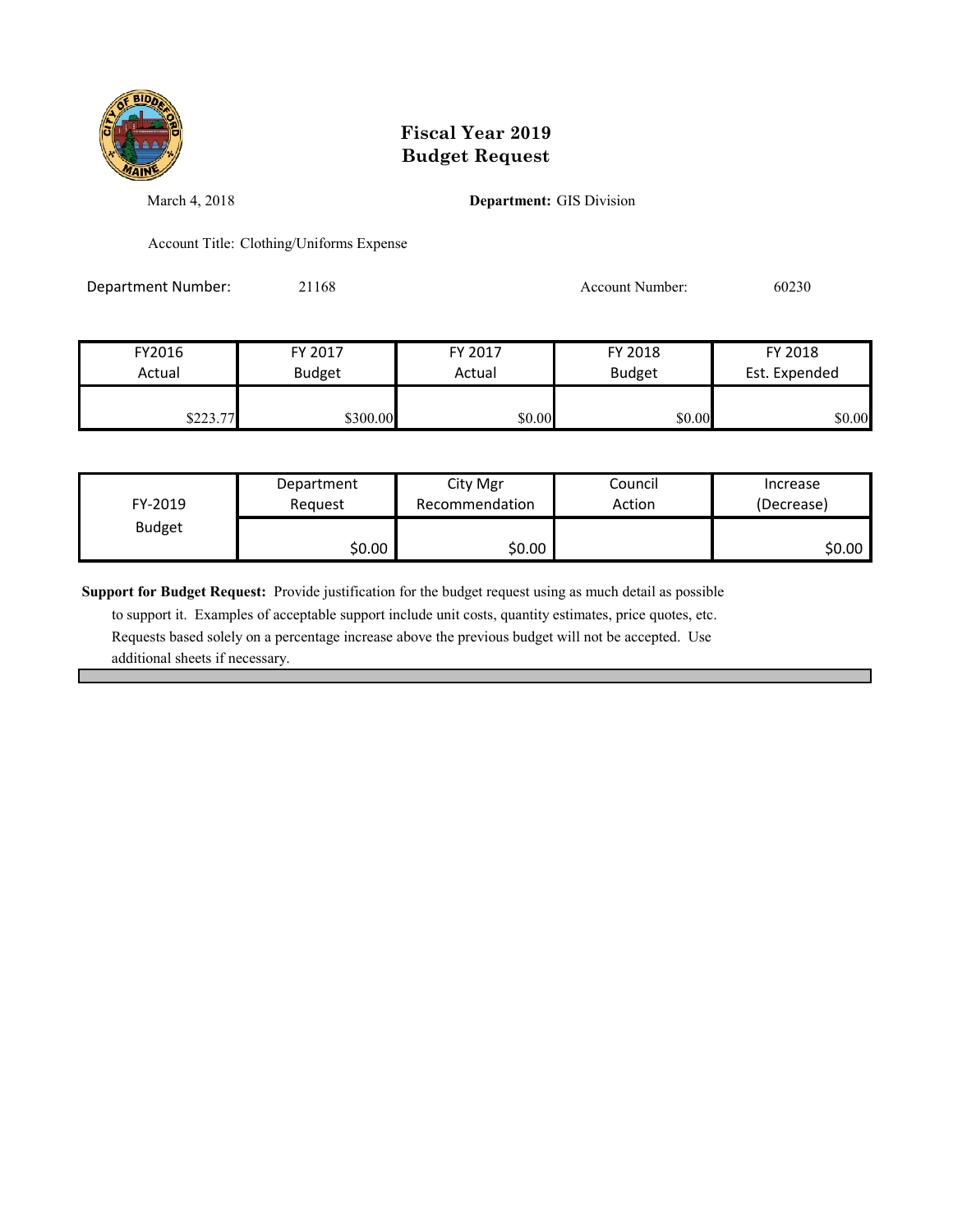# Fiscal Year 2019
# Budget Request

March 4, 2018

**Department:** GIS Division

Account Title: Clothing/Uniforms Expense

Department Number: 21168

Account Number: 60230

| FY2016 Actual | FY 2017 Budget | FY 2017 Actual | FY 2018 Budget | FY 2018 Est. Expended |
|---|---|---|---|---|
| $223.77 | $300.00 | $0.00 | $0.00 | $0.00 |

| FY-2019 Budget | Department Request | City Mgr Recommendation | Council Action | Increase (Decrease) |
|---|---|---|---|---|
| | $0.00 | $0.00 | | $0.00 |

**Support for Budget Request:** Provide justification for the budget request using as much detail as possible to support it. Examples of acceptable support include unit costs, quantity estimates, price quotes, etc. Requests based solely on a percentage increase above the previous budget will not be accepted. Use additional sheets if necessary.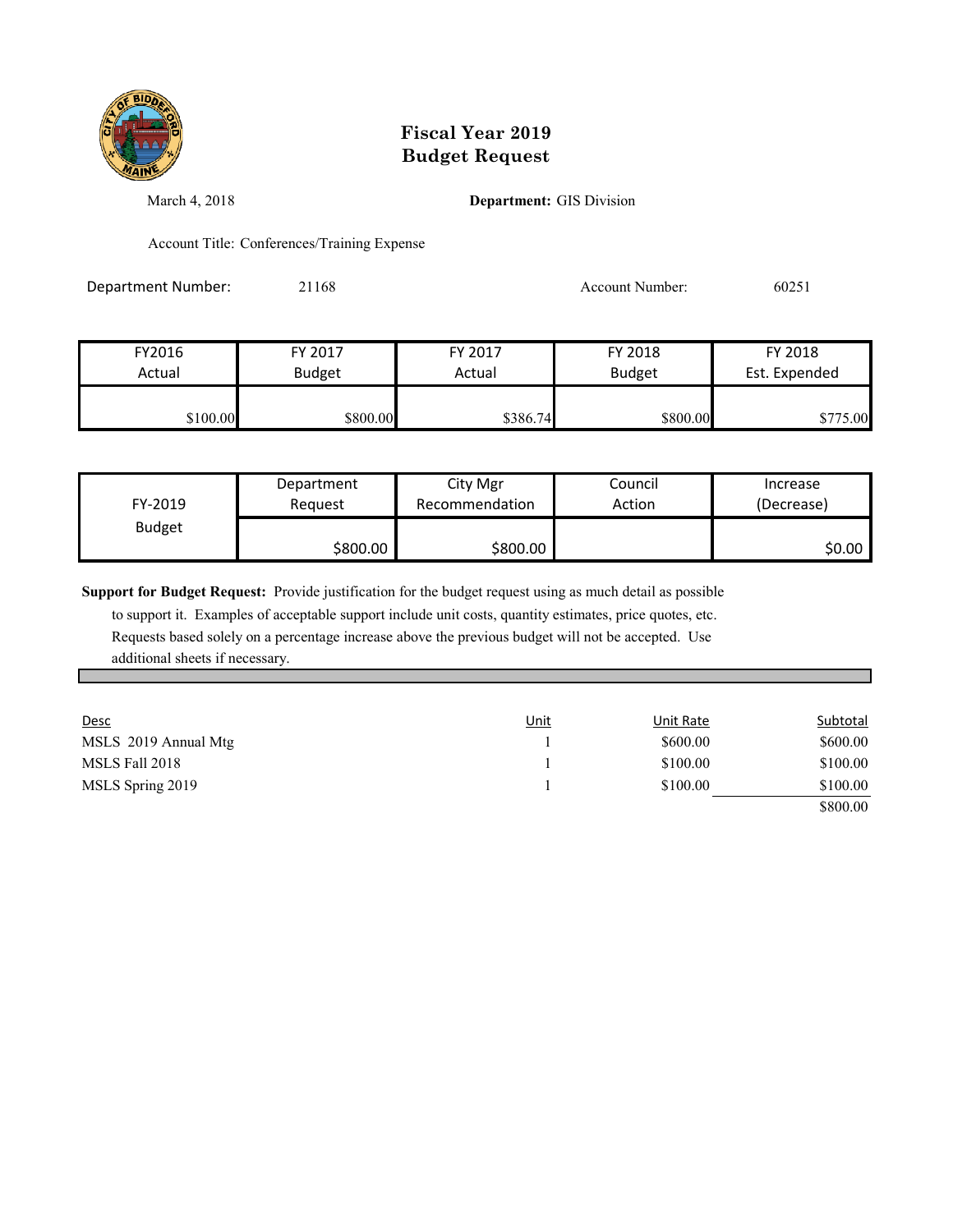# Fiscal Year 2019
# Budget Request

March 4, 2018

**Department:** GIS Division

Account Title: Conferences/Training Expense

Department Number: 21168

Account Number: 60251

| FY2016 Actual | FY 2017 Budget | FY 2017 Actual | FY 2018 Budget | FY 2018 Est. Expended |
|---|---|---|---|---|
| $100.00 | $800.00 | $386.74 | $800.00 | $775.00 |

| FY-2019 Budget | Department Request | City Mgr Recommendation | Council Action | Increase (Decrease) |
|---|---|---|---|---|
| | $800.00 | $800.00 | | $0.00 |

**Support for Budget Request:** Provide justification for the budget request using as much detail as possible to support it. Examples of acceptable support include unit costs, quantity estimates, price quotes, etc. Requests based solely on a percentage increase above the previous budget will not be accepted. Use additional sheets if necessary.

| Desc | Unit | Unit Rate | Subtotal |
|---|---|---|---|
| MSLS 2019 Annual Mtg | 1 | $600.00 | $600.00 |
| MSLS Fall 2018 | 1 | $100.00 | $100.00 |
| MSLS Spring 2019 | 1 | $100.00 | $100.00 |
| | | | $800.00 |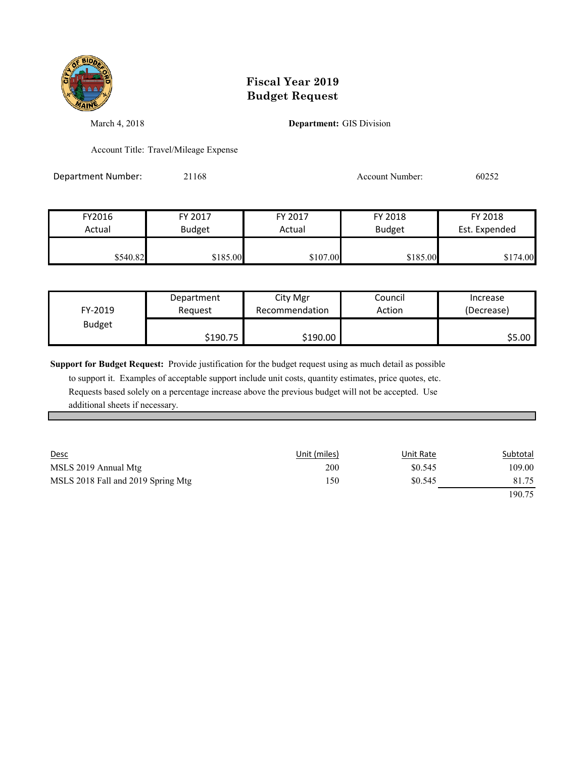# Fiscal Year 2019
# Budget Request

March 4, 2018

**Department:** GIS Division

Account Title: Travel/Mileage Expense

Department Number: 21168

Account Number: 60252

| FY2016 Actual | FY 2017 Budget | FY 2017 Actual | FY 2018 Budget | FY 2018 Est. Expended |
|---|---|---|---|---|
| $540.82 | $185.00 | $107.00 | $185.00 | $174.00 |

| FY-2019 Budget | Department Request | City Mgr Recommendation | Council Action | Increase (Decrease) |
|---|---|---|---|---|
| | $190.75 | $190.00 | | $5.00 |

**Support for Budget Request:** Provide justification for the budget request using as much detail as possible to support it. Examples of acceptable support include unit costs, quantity estimates, price quotes, etc. Requests based solely on a percentage increase above the previous budget will not be accepted. Use additional sheets if necessary.

| Desc | Unit (miles) | Unit Rate | Subtotal |
|---|---|---|---|
| MSLS 2019 Annual Mtg | 200 | $0.545 | 109.00 |
| MSLS 2018 Fall and 2019 Spring Mtg | 150 | $0.545 | 81.75 |
| | | | 190.75 |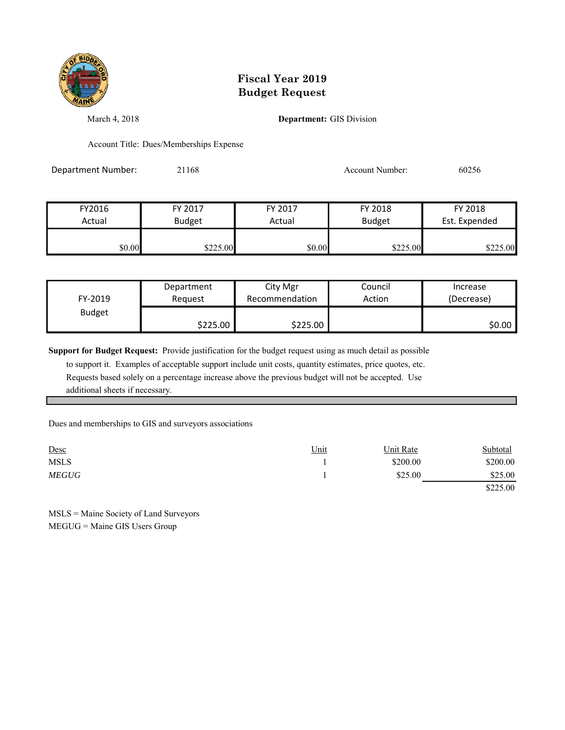# Fiscal Year 2019
# Budget Request

March 4, 2018

**Department:** GIS Division

Account Title: Dues/Memberships Expense

Department Number: 21168

Account Number: 60256

| FY2016 Actual | FY 2017 Budget | FY 2017 Actual | FY 2018 Budget | FY 2018 Est. Expended |
|---|---|---|---|---|
| $0.00 | $225.00 | $0.00 | $225.00 | $225.00 |

| FY-2019 Budget | Department Request | City Mgr Recommendation | Council Action | Increase (Decrease) |
|---|---|---|---|---|
| | $225.00 | $225.00 | | $0.00 |

**Support for Budget Request:** Provide justification for the budget request using as much detail as possible to support it. Examples of acceptable support include unit costs, quantity estimates, price quotes, etc. Requests based solely on a percentage increase above the previous budget will not be accepted. Use additional sheets if necessary.

Dues and memberships to GIS and surveyors associations

| Desc | Unit | Unit Rate | Subtotal |
|---|---|---|---|
| MSLS | 1 | $200.00 | $200.00 |
| *MEGUG* | 1 | $25.00 | $25.00 |
| | | | $225.00 |

MSLS = Maine Society of Land Surveyors
MEGUG = Maine GIS Users Group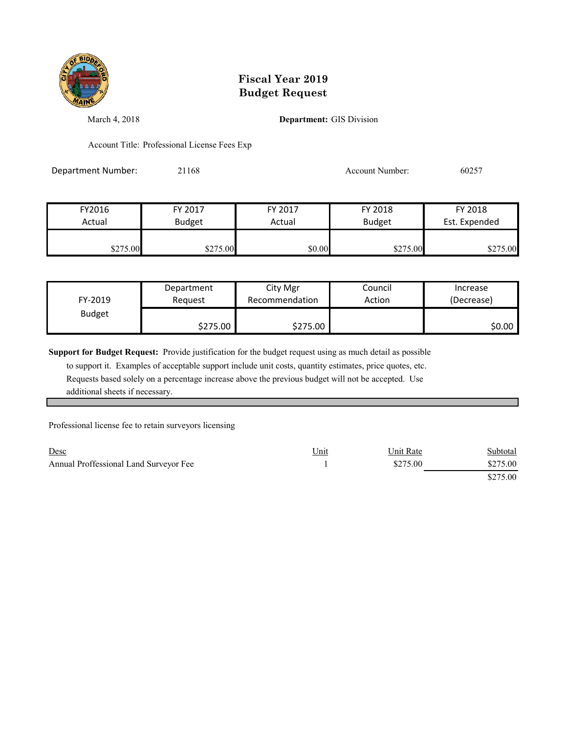# Fiscal Year 2019
# Budget Request

March 4, 2018

**Department:** GIS Division

Account Title: Professional License Fees Exp

Department Number: 21168

Account Number: 60257

| FY2016 Actual | FY 2017 Budget | FY 2017 Actual | FY 2018 Budget | FY 2018 Est. Expended |
|---|---|---|---|---|
| $275.00 | $275.00 | $0.00 | $275.00 | $275.00 |

| FY-2019 Budget | Department Request | City Mgr Recommendation | Council Action | Increase (Decrease) |
|---|---|---|---|---|
| | $275.00 | $275.00 | | $0.00 |

**Support for Budget Request:** Provide justification for the budget request using as much detail as possible to support it. Examples of acceptable support include unit costs, quantity estimates, price quotes, etc. Requests based solely on a percentage increase above the previous budget will not be accepted. Use additional sheets if necessary.

Professional license fee to retain surveyors licensing

| Desc | Unit | Unit Rate | Subtotal |
|---|---|---|---|
| Annual Proffessional Land Surveyor Fee | 1 | $275.00 | $275.00 |
| | | | $275.00 |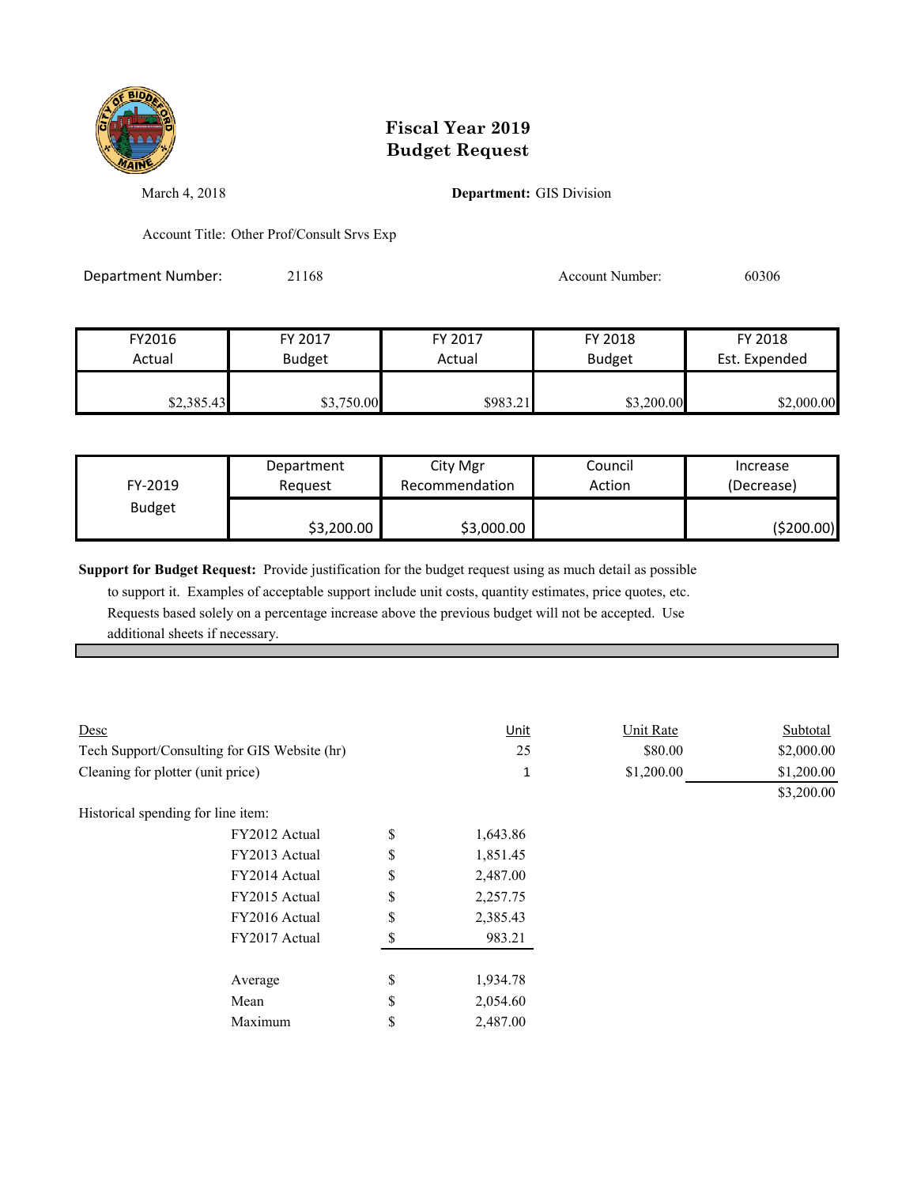# Fiscal Year 2019
# Budget Request

March 4, 2018

**Department:** GIS Division

Account Title: Other Prof/Consult Srvs Exp

Department Number: 21168

Account Number: 60306

| FY2016 Actual | FY 2017 Budget | FY 2017 Actual | FY 2018 Budget | FY 2018 Est. Expended |
|---|---|---|---|---|
| $2,385.43 | $3,750.00 | $983.21 | $3,200.00 | $2,000.00 |

| FY-2019 Budget | Department Request | City Mgr Recommendation | Council Action | Increase (Decrease) |
|---|---|---|---|---|
| | $3,200.00 | $3,000.00 | | ($200.00) |

**Support for Budget Request:** Provide justification for the budget request using as much detail as possible to support it. Examples of acceptable support include unit costs, quantity estimates, price quotes, etc. Requests based solely on a percentage increase above the previous budget will not be accepted. Use additional sheets if necessary.

| Desc | Unit | Unit Rate | Subtotal |
|---|---|---|---|
| Tech Support/Consulting for GIS Website (hr) | 25 | $80.00 | $2,000.00 |
| Cleaning for plotter (unit price) | 1 | $1,200.00 | $1,200.00 |
| | | | $3,200.00 |

Historical spending for line item:

| | | |
|---|---|---|
| FY2012 Actual | $ | 1,643.86 |
| FY2013 Actual | $ | 1,851.45 |
| FY2014 Actual | $ | 2,487.00 |
| FY2015 Actual | $ | 2,257.75 |
| FY2016 Actual | $ | 2,385.43 |
| FY2017 Actual | $ | 983.21 |
| Average | $ | 1,934.78 |
| Mean | $ | 2,054.60 |
| Maximum | $ | 2,487.00 |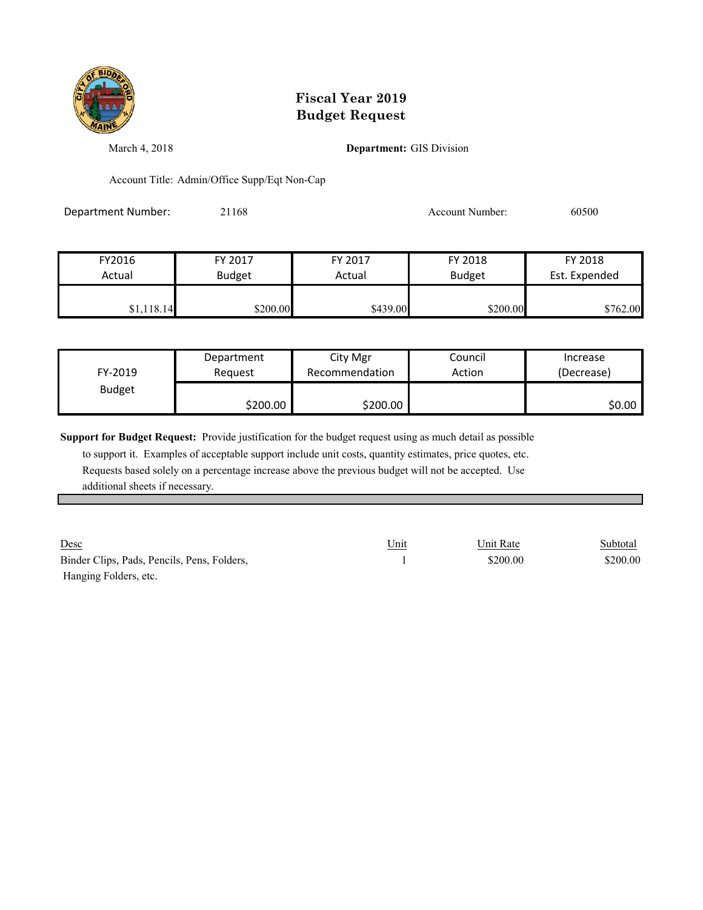# Fiscal Year 2019
# Budget Request

March 4, 2018

**Department:** GIS Division

Account Title: Admin/Office Supp/Eqt Non-Cap

Department Number: 21168

Account Number: 60500

| FY2016 Actual | FY 2017 Budget | FY 2017 Actual | FY 2018 Budget | FY 2018 Est. Expended |
|---|---|---|---|---|
| $1,118.14 | $200.00 | $439.00 | $200.00 | $762.00 |

| FY-2019 Budget | Department Request | City Mgr Recommendation | Council Action | Increase (Decrease) |
|---|---|---|---|---|
| | $200.00 | $200.00 | | $0.00 |

**Support for Budget Request:** Provide justification for the budget request using as much detail as possible to support it. Examples of acceptable support include unit costs, quantity estimates, price quotes, etc. Requests based solely on a percentage increase above the previous budget will not be accepted. Use additional sheets if necessary.

| Desc | Unit | Unit Rate | Subtotal |
|---|---|---|---|
| Binder Clips, Pads, Pencils, Pens, Folders, Hanging Folders, etc. | 1 | $200.00 | $200.00 |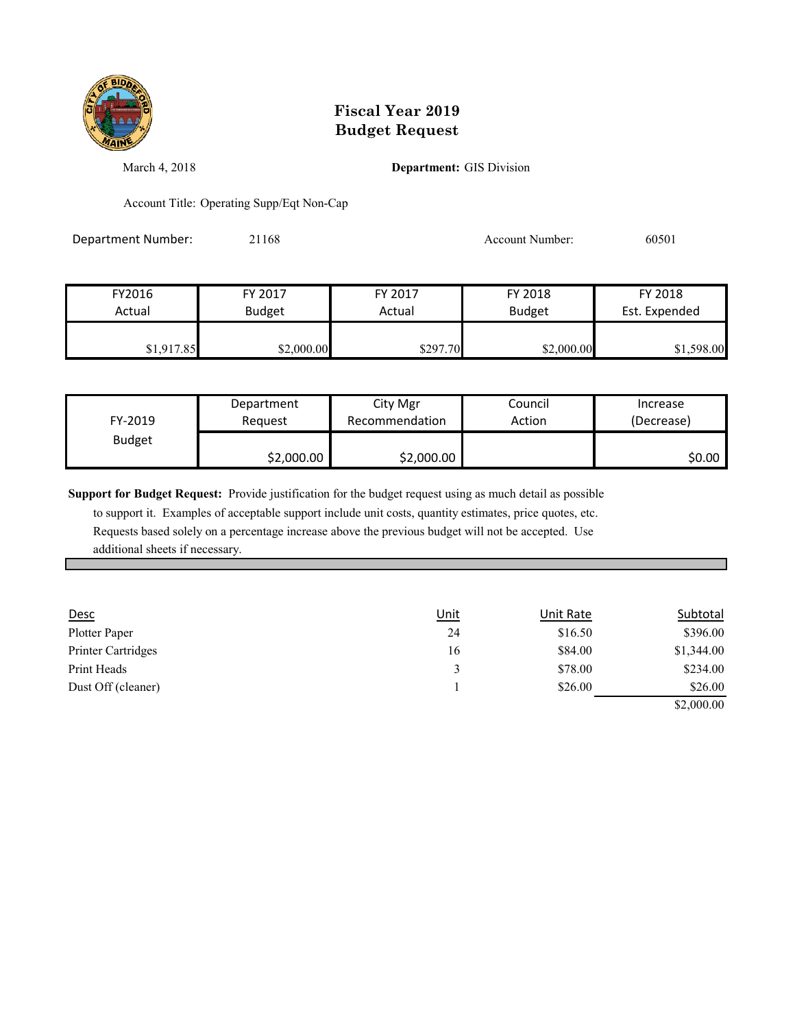# Fiscal Year 2019 Budget Request

March 4, 2018

**Department:** GIS Division

Account Title: Operating Supp/Eqt Non-Cap

Department Number: 21168

Account Number: 60501

| FY2016 Actual | FY 2017 Budget | FY 2017 Actual | FY 2018 Budget | FY 2018 Est. Expended |
|---|---|---|---|---|
| $1,917.85 | $2,000.00 | $297.70 | $2,000.00 | $1,598.00 |

| FY-2019 Budget | Department Request | City Mgr Recommendation | Council Action | Increase (Decrease) |
|---|---|---|---|---|
| | $2,000.00 | $2,000.00 | | $0.00 |

**Support for Budget Request:** Provide justification for the budget request using as much detail as possible to support it. Examples of acceptable support include unit costs, quantity estimates, price quotes, etc. Requests based solely on a percentage increase above the previous budget will not be accepted. Use additional sheets if necessary.

| Desc | Unit | Unit Rate | Subtotal |
|---|---|---|---|
| Plotter Paper | 24 | $16.50 | $396.00 |
| Printer Cartridges | 16 | $84.00 | $1,344.00 |
| Print Heads | 3 | $78.00 | $234.00 |
| Dust Off (cleaner) | 1 | $26.00 | $26.00 |
| | | | $2,000.00 |